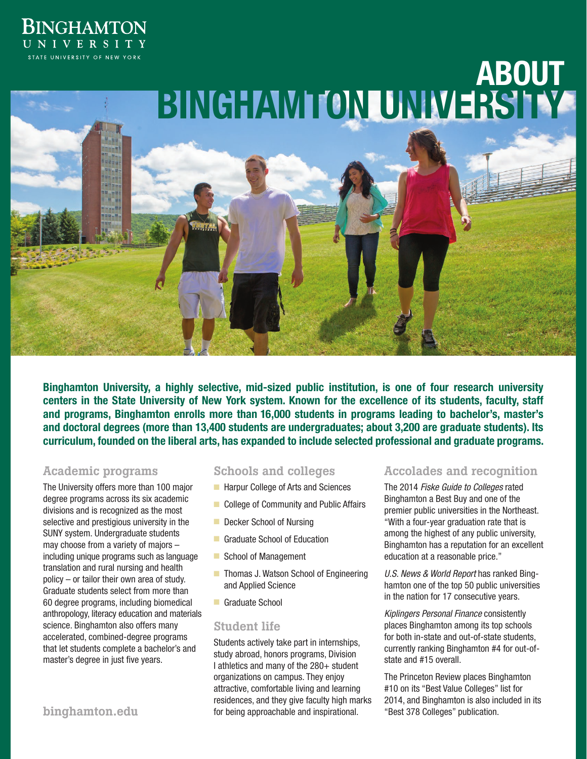Binghamton University

State University of New York

# ABOUT BINGHAMTON UNIVERSITY

**Binghamton University, a highly selective, mid-sized public institution, is one of four research university centers in the State University of New York system. Known for the excellence of its students, faculty, staff and programs, Binghamton enrolls more than 16,000 students in programs leading to bachelor's, master's and doctoral degrees (more than 13,400 students are undergraduates; about 3,200 are graduate students). Its curriculum, founded on the liberal arts, has expanded to include selected professional and graduate programs.**

## Academic programs

The University offers more than 100 major degree programs across its six academic divisions and is recognized as the most selective and prestigious university in the SUNY system. Undergraduate students may choose from a variety of majors – including unique programs such as language translation and rural nursing and health policy – or tailor their own area of study. Graduate students select from more than 60 degree programs, including biomedical anthropology, literacy education and materials science. Binghamton also offers many accelerated, combined-degree programs that let students complete a bachelor's and master's degree in just five years.

binghamton.edu

## Schools and colleges

- Harpur College of Arts and Sciences
- College of Community and Public Affairs
- Decker School of Nursing
- Graduate School of Education
- School of Management
- Thomas J. Watson School of Engineering and Applied Science
- Graduate School

## Student life

Students actively take part in internships, study abroad, honors programs, Division I athletics and many of the 280+ student organizations on campus. They enjoy attractive, comfortable living and learning residences, and they give faculty high marks for being approachable and inspirational.

## Accolades and recognition

The 2014 *Fiske Guide to Colleges* rated Binghamton a Best Buy and one of the premier public universities in the Northeast. "With a four-year graduation rate that is among the highest of any public university, Binghamton has a reputation for an excellent education at a reasonable price."

*U.S. News & World Report* has ranked Binghamton one of the top 50 public universities in the nation for 17 consecutive years.

*Kiplingers Personal Finance* consistently places Binghamton among its top schools for both in-state and out-of-state students, currently ranking Binghamton #4 for out-of-state and #15 overall.

The Princeton Review places Binghamton #10 on its "Best Value Colleges" list for 2014, and Binghamton is also included in its "Best 378 Colleges" publication.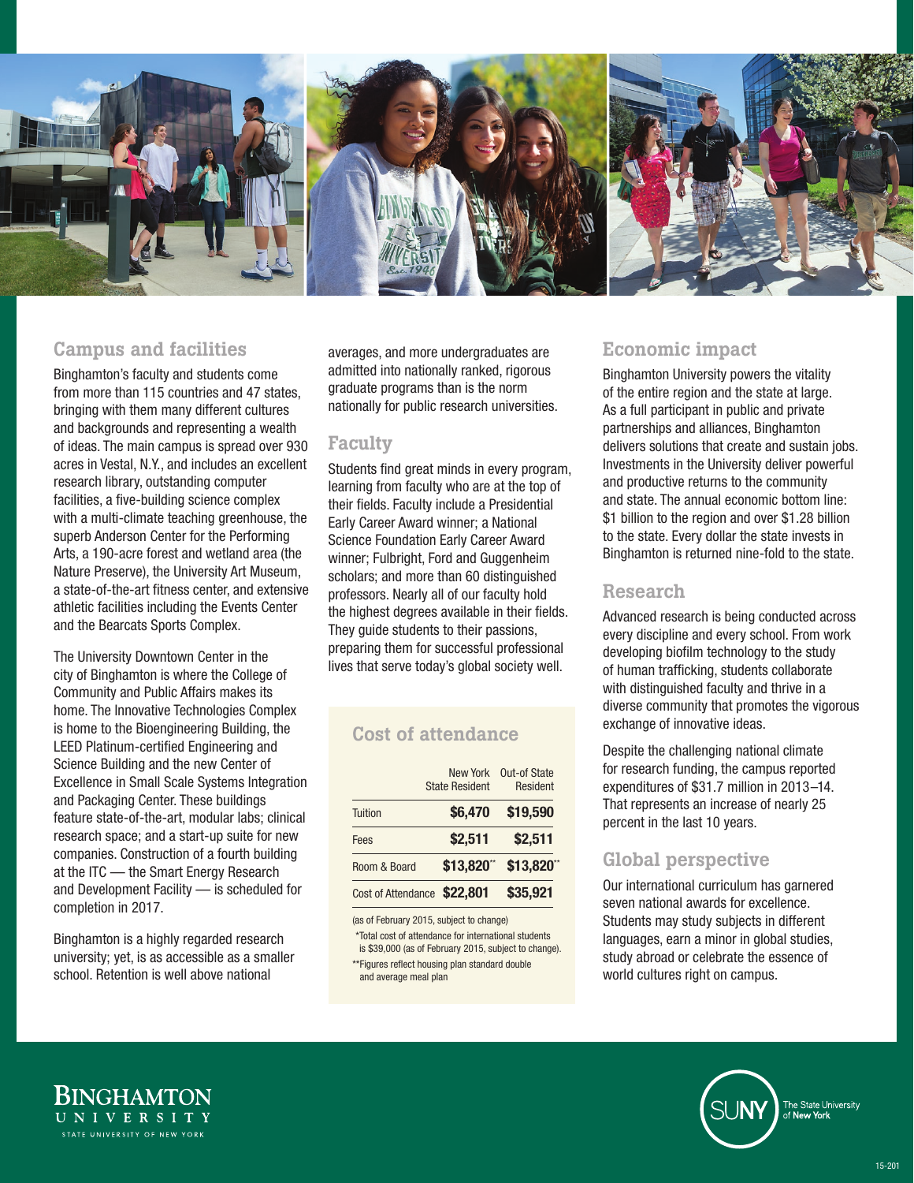## Campus and facilities

Binghamton's faculty and students come from more than 115 countries and 47 states, bringing with them many different cultures and backgrounds and representing a wealth of ideas. The main campus is spread over 930 acres in Vestal, N.Y., and includes an excellent research library, outstanding computer facilities, a five-building science complex with a multi-climate teaching greenhouse, the superb Anderson Center for the Performing Arts, a 190-acre forest and wetland area (the Nature Preserve), the University Art Museum, a state-of-the-art fitness center, and extensive athletic facilities including the Events Center and the Bearcats Sports Complex.

The University Downtown Center in the city of Binghamton is where the College of Community and Public Affairs makes its home. The Innovative Technologies Complex is home to the Bioengineering Building, the LEED Platinum-certified Engineering and Science Building and the new Center of Excellence in Small Scale Systems Integration and Packaging Center. These buildings feature state-of-the-art, modular labs; clinical research space; and a start-up suite for new companies. Construction of a fourth building at the ITC — the Smart Energy Research and Development Facility — is scheduled for completion in 2017.

Binghamton is a highly regarded research university; yet, is as accessible as a smaller school. Retention is well above national averages, and more undergraduates are admitted into nationally ranked, rigorous graduate programs than is the norm nationally for public research universities.

## Faculty

Students find great minds in every program, learning from faculty who are at the top of their fields. Faculty include a Presidential Early Career Award winner; a National Science Foundation Early Career Award winner; Fulbright, Ford and Guggenheim scholars; and more than 60 distinguished professors. Nearly all of our faculty hold the highest degrees available in their fields. They guide students to their passions, preparing them for successful professional lives that serve today's global society well.

## Cost of attendance

| | New York State Resident | Out-of State Resident |
|---|---|---|
| Tuition | **$6,470** | **$19,590** |
| Fees | **$2,511** | **$2,511** |
| Room & Board | **$13,820**** | **$13,820**** |
| Cost of Attendance | **$22,801** | **$35,921** |

(as of February 2015, subject to change)

*Total cost of attendance for international students is $39,000 (as of February 2015, subject to change).

**Figures reflect housing plan standard double and average meal plan

## Economic impact

Binghamton University powers the vitality of the entire region and the state at large. As a full participant in public and private partnerships and alliances, Binghamton delivers solutions that create and sustain jobs. Investments in the University deliver powerful and productive returns to the community and state. The annual economic bottom line: $1 billion to the region and over $1.28 billion to the state. Every dollar the state invests in Binghamton is returned nine-fold to the state.

## Research

Advanced research is being conducted across every discipline and every school. From work developing biofilm technology to the study of human trafficking, students collaborate with distinguished faculty and thrive in a diverse community that promotes the vigorous exchange of innovative ideas.

Despite the challenging national climate for research funding, the campus reported expenditures of $31.7 million in 2013–14. That represents an increase of nearly 25 percent in the last 10 years.

## Global perspective

Our international curriculum has garnered seven national awards for excellence. Students may study subjects in different languages, earn a minor in global studies, study abroad or celebrate the essence of world cultures right on campus.

BINGHAMTON UNIVERSITY
STATE UNIVERSITY OF NEW YORK

SUNY The State University of New York

15-201